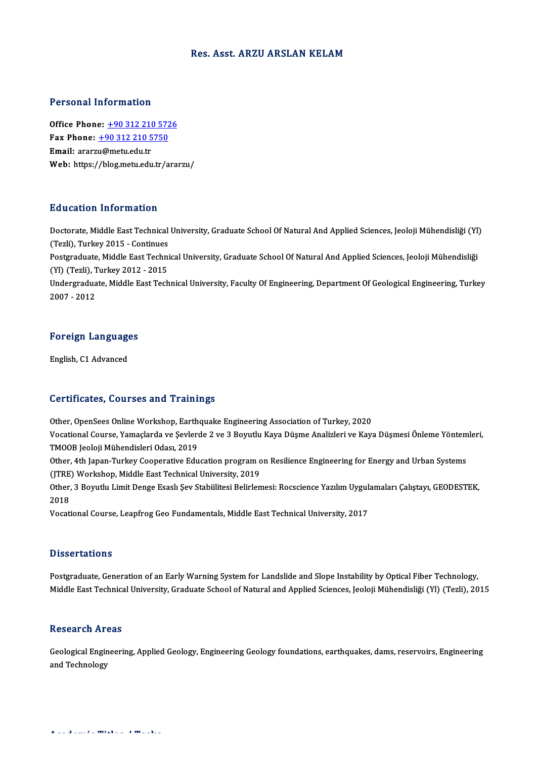# Res. Asst. ARZU ARSLAN KELAM

## Personal Information

**Office Phone:** +90 312 210 5726
**Fax Phone:** +90 312 210 5750
**Email:** ararzu@metu.edu.tr
**Web:** https://blog.metu.edu.tr/ararzu/

## Education Information

Doctorate, Middle East Technical University, Graduate School Of Natural And Applied Sciences, Jeoloji Mühendisliği (Yl) (Tezli), Turkey 2015 - Continues
Postgraduate, Middle East Technical University, Graduate School Of Natural And Applied Sciences, Jeoloji Mühendisliği (Yl) (Tezli), Turkey 2012 - 2015
Undergraduate, Middle East Technical University, Faculty Of Engineering, Department Of Geological Engineering, Turkey 2007 - 2012

## Foreign Languages

English, C1 Advanced

## Certificates, Courses and Trainings

Other, OpenSees Online Workshop, Earthquake Engineering Association of Turkey, 2020
Vocational Course, Yamaçlarda ve Şevlerde 2 ve 3 Boyutlu Kaya Düşme Analizleri ve Kaya Düşmesi Önleme Yöntemleri, TMOOB Jeoloji Mühendisleri Odası, 2019
Other, 4th Japan-Turkey Cooperative Education program on Resilience Engineering for Energy and Urban Systems (JTRE) Workshop, Middle East Technical University, 2019
Other, 3 Boyutlu Limit Denge Esaslı Şev Stabilitesi Belirlemesi: Rocscience Yazılım Uygulamaları Çalıştayı, GEODESTEK, 2018
Vocational Course, Leapfrog Geo Fundamentals, Middle East Technical University, 2017

## Dissertations

Postgraduate, Generation of an Early Warning System for Landslide and Slope Instability by Optical Fiber Technology, Middle East Technical University, Graduate School of Natural and Applied Sciences, Jeoloji Mühendisliği (Yl) (Tezli), 2015

## Research Areas

Geological Engineering, Applied Geology, Engineering Geology foundations, earthquakes, dams, reservoirs, Engineering and Technology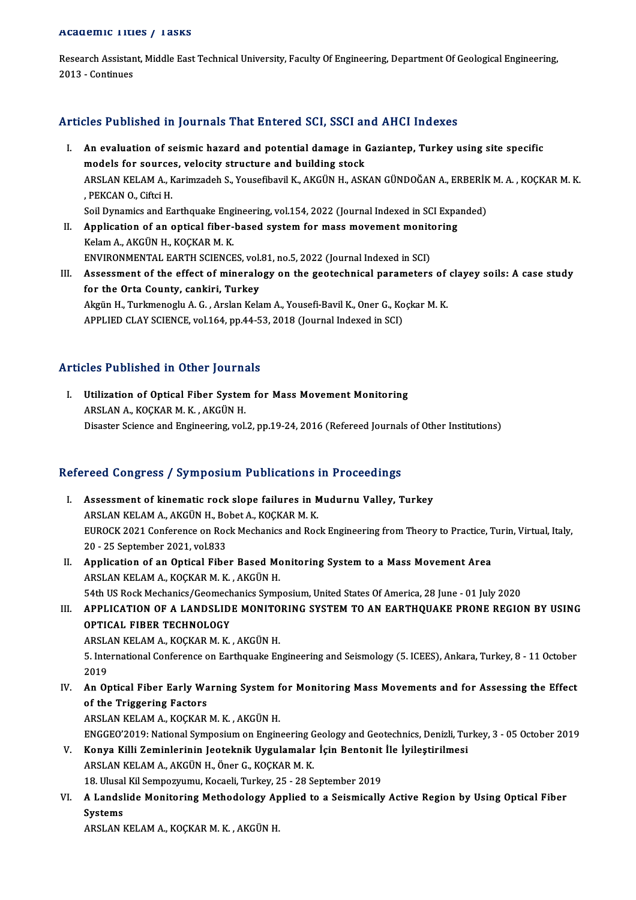## Academic Titles / Tasks

Research Assistant, Middle East Technical University, Faculty Of Engineering, Department Of Geological Engineering, 2013 - Continues

## Articles Published in Journals That Entered SCI, SSCI and AHCI Indexes

I. **An evaluation of seismic hazard and potential damage in Gaziantep, Turkey using site specific models for sources, velocity structure and building stock**
   ARSLAN KELAM A., Karimzadeh S., Yousefibavil K., AKGÜN H., ASKAN GÜNDOĞAN A., ERBERİK M. A. , KOÇKAR M. K. , PEKCAN O., Ciftci H.
   Soil Dynamics and Earthquake Engineering, vol.154, 2022 (Journal Indexed in SCI Expanded)
II. **Application of an optical fiber-based system for mass movement monitoring**
   Kelam A., AKGÜN H., KOÇKAR M. K.
   ENVIRONMENTAL EARTH SCIENCES, vol.81, no.5, 2022 (Journal Indexed in SCI)
III. **Assessment of the effect of mineralogy on the geotechnical parameters of clayey soils: A case study for the Orta County, cankiri, Turkey**
   Akgün H., Turkmenoglu A. G. , Arslan Kelam A., Yousefi-Bavil K., Oner G., Koçkar M. K.
   APPLIED CLAY SCIENCE, vol.164, pp.44-53, 2018 (Journal Indexed in SCI)

## Articles Published in Other Journals

I. **Utilization of Optical Fiber System for Mass Movement Monitoring**
   ARSLAN A., KOÇKAR M. K. , AKGÜN H.
   Disaster Science and Engineering, vol.2, pp.19-24, 2016 (Refereed Journals of Other Institutions)

## Refereed Congress / Symposium Publications in Proceedings

I. **Assessment of kinematic rock slope failures in Mudurnu Valley, Turkey**
   ARSLAN KELAM A., AKGÜN H., Bobet A., KOÇKAR M. K.
   EUROCK 2021 Conference on Rock Mechanics and Rock Engineering from Theory to Practice, Turin, Virtual, Italy, 20 - 25 September 2021, vol.833
II. **Application of an Optical Fiber Based Monitoring System to a Mass Movement Area**
   ARSLAN KELAM A., KOÇKAR M. K. , AKGÜN H.
   54th US Rock Mechanics/Geomechanics Symposium, United States Of America, 28 June - 01 July 2020
III. **APPLICATION OF A LANDSLIDE MONITORING SYSTEM TO AN EARTHQUAKE PRONE REGION BY USING OPTICAL FIBER TECHNOLOGY**
   ARSLAN KELAM A., KOÇKAR M. K. , AKGÜN H.
   5. International Conference on Earthquake Engineering and Seismology (5. ICEES), Ankara, Turkey, 8 - 11 October 2019
IV. **An Optical Fiber Early Warning System for Monitoring Mass Movements and for Assessing the Effect of the Triggering Factors**
   ARSLAN KELAM A., KOÇKAR M. K. , AKGÜN H.
   ENGGEO'2019: National Symposium on Engineering Geology and Geotechnics, Denizli, Turkey, 3 - 05 October 2019
V. **Konya Killi Zeminlerinin Jeoteknik Uygulamalar İçin Bentonit İle İyileştirilmesi**
   ARSLAN KELAM A., AKGÜN H., Öner G., KOÇKAR M. K.
   18. Ulusal Kil Sempozyumu, Kocaeli, Turkey, 25 - 28 September 2019
VI. **A Landslide Monitoring Methodology Applied to a Seismically Active Region by Using Optical Fiber Systems**
   ARSLAN KELAM A., KOÇKAR M. K. , AKGÜN H.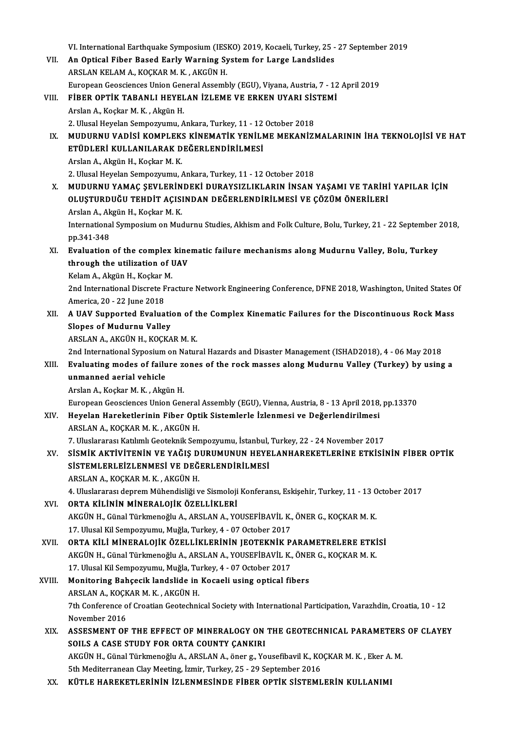VI. International Earthquake Symposium (IESKO) 2019, Kocaeli, Turkey, 25 - 27 September 2019

VII. **An Optical Fiber Based Early Warning System for Large Landslides**
ARSLAN KELAM A., KOÇKAR M. K. , AKGÜN H.
European Geosciences Union General Assembly (EGU), Viyana, Austria, 7 - 12 April 2019

VIII. **FİBER OPTİK TABANLI HEYELAN İZLEME VE ERKEN UYARI SİSTEMİ**
Arslan A., Koçkar M. K. , Akgün H.
2. Ulusal Heyelan Sempozyumu, Ankara, Turkey, 11 - 12 October 2018

IX. **MUDURNU VADİSİ KOMPLEKS KİNEMATİK YENİLME MEKANİZMALARININ İHA TEKNOLOJİSİ VE HAT ETÜDLERİ KULLANILARAK DEĞERLENDİRİLMESİ**
Arslan A., Akgün H., Koçkar M. K.
2. Ulusal Heyelan Sempozyumu, Ankara, Turkey, 11 - 12 October 2018

X. **MUDURNU YAMAÇ ŞEVLERİNDEKİ DURAYSIZLIKLARIN İNSAN YAŞAMI VE TARİHİ YAPILAR İÇİN OLUŞTURDUĞU TEHDİT AÇISINDAN DEĞERLENDİRİLMESİ VE ÇÖZÜM ÖNERİLERİ**
Arslan A., Akgün H., Koçkar M. K.
International Symposium on Mudurnu Studies, Akhism and Folk Culture, Bolu, Turkey, 21 - 22 September 2018, pp.341-348

XI. **Evaluation of the complex kinematic failure mechanisms along Mudurnu Valley, Bolu, Turkey through the utilization of UAV**
Kelam A., Akgün H., Koçkar M.
2nd International Discrete Fracture Network Engineering Conference, DFNE 2018, Washington, United States Of America, 20 - 22 June 2018

XII. **A UAV Supported Evaluation of the Complex Kinematic Failures for the Discontinuous Rock Mass Slopes of Mudurnu Valley**
ARSLAN A., AKGÜN H., KOÇKAR M. K.
2nd International Syposium on Natural Hazards and Disaster Management (ISHAD2018), 4 - 06 May 2018

XIII. **Evaluating modes of failure zones of the rock masses along Mudurnu Valley (Turkey) by using a unmanned aerial vehicle**
Arslan A., Koçkar M. K. , Akgün H.
European Geosciences Union General Assembly (EGU), Vienna, Austria, 8 - 13 April 2018, pp.13370

XIV. **Heyelan Hareketlerinin Fiber Optik Sistemlerle İzlenmesi ve Değerlendirilmesi**
ARSLAN A., KOÇKAR M. K. , AKGÜN H.
7. Uluslararası Katılımlı Geoteknik Sempozyumu, İstanbul, Turkey, 22 - 24 November 2017

XV. **SİSMİK AKTİVİTENİN VE YAĞIŞ DURUMUNUN HEYELANHAREKETLERİNE ETKİSİNİN FİBER OPTİK SİSTEMLERLEİZLENMESİ VE DEĞERLENDİRİLMESİ**
ARSLAN A., KOÇKAR M. K. , AKGÜN H.
4. Uluslararası deprem Mühendisliği ve Sismoloji Konferansı, Eskişehir, Turkey, 11 - 13 October 2017

XVI. **ORTA KİLİNİN MİNERALOJİK ÖZELLİKLERİ**
AKGÜN H., Günal Türkmenoğlu A., ARSLAN A., YOUSEFİBAVİL K., ÖNER G., KOÇKAR M. K.
17. Ulusal Kil Sempozyumu, Muğla, Turkey, 4 - 07 October 2017

XVII. **ORTA KİLİ MİNERALOJİK ÖZELLİKLERİNİN JEOTEKNİK PARAMETRELERE ETKİSİ**
AKGÜN H., Günal Türkmenoğlu A., ARSLAN A., YOUSEFİBAVİL K., ÖNER G., KOÇKAR M. K.
17. Ulusal Kil Sempozyumu, Muğla, Turkey, 4 - 07 October 2017

XVIII. **Monitoring Bahçecik landslide in Kocaeli using optical fibers**
ARSLAN A., KOÇKAR M. K. , AKGÜN H.
7th Conference of Croatian Geotechnical Society with International Participation, Varazhdin, Croatia, 10 - 12 November 2016

XIX. **ASSESMENT OF THE EFFECT OF MINERALOGY ON THE GEOTECHNICAL PARAMETERS OF CLAYEY SOILS A CASE STUDY FOR ORTA COUNTY ÇANKIRI**
AKGÜN H., Günal Türkmenoğlu A., ARSLAN A., öner g., Yousefibavil K., KOÇKAR M. K. , Eker A. M.
5th Mediterranean Clay Meeting, İzmir, Turkey, 25 - 29 September 2016

XX. **KÜTLE HAREKETLERİNİN İZLENMESİNDE FİBER OPTİK SİSTEMLERİN KULLANIMI**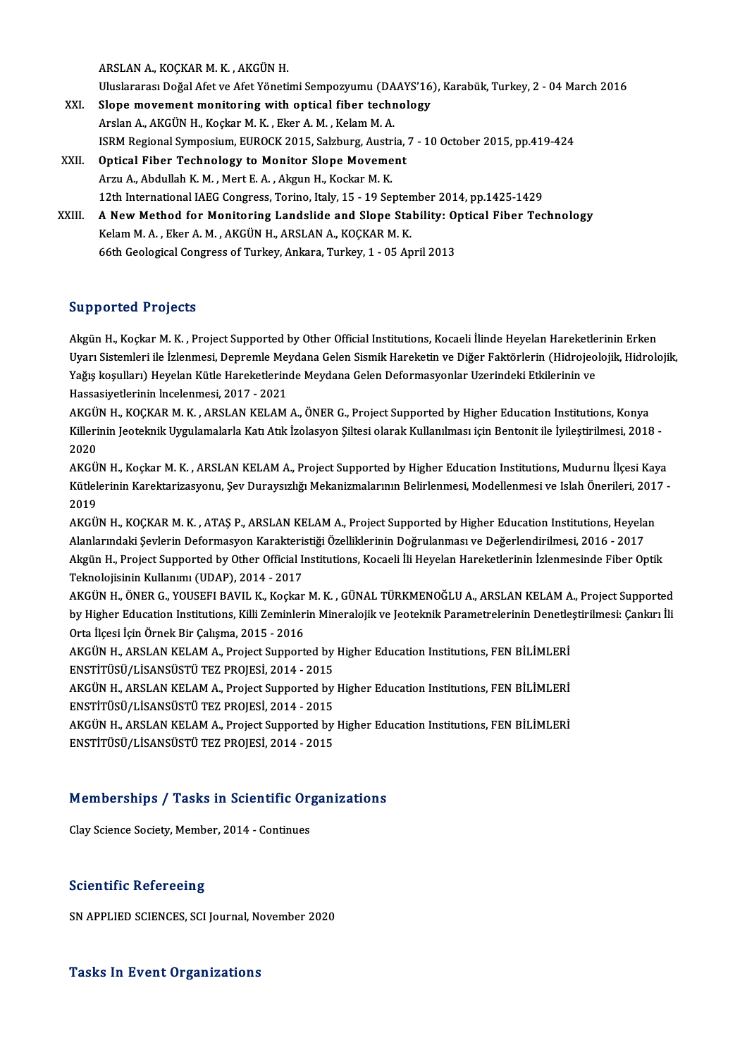ARSLAN A., KOÇKAR M. K. , AKGÜN H.
Uluslararası Doğal Afet ve Afet Yönetimi Sempozyumu (DAAYS'16), Karabük, Turkey, 2 - 04 March 2016

XXI. **Slope movement monitoring with optical fiber technology**
Arslan A., AKGÜN H., Koçkar M. K. , Eker A. M. , Kelam M. A.
ISRM Regional Symposium, EUROCK 2015, Salzburg, Austria, 7 - 10 October 2015, pp.419-424

XXII. **Optical Fiber Technology to Monitor Slope Movement**
Arzu A., Abdullah K. M. , Mert E. A. , Akgun H., Kockar M. K.
12th International IAEG Congress, Torino, Italy, 15 - 19 September 2014, pp.1425-1429

XXIII. **A New Method for Monitoring Landslide and Slope Stability: Optical Fiber Technology**
Kelam M. A. , Eker A. M. , AKGÜN H., ARSLAN A., KOÇKAR M. K.
66th Geological Congress of Turkey, Ankara, Turkey, 1 - 05 April 2013

## Supported Projects

Akgün H., Koçkar M. K. , Project Supported by Other Official Institutions, Kocaeli İlinde Heyelan Hareketlerinin Erken Uyarı Sistemleri ile İzlenmesi, Depremle Meydana Gelen Sismik Hareketin ve Diğer Faktörlerin (Hidrojeolojik, Hidrolojik, Yağış koşulları) Heyelan Kütle Hareketlerinde Meydana Gelen Deformasyonlar Uzerindeki Etkilerinin ve Hassasiyetlerinin lncelenmesi, 2017 - 2021

AKGÜN H., KOÇKAR M. K. , ARSLAN KELAM A., ÖNER G., Project Supported by Higher Education Institutions, Konya Killerinin Jeoteknik Uygulamalarla Katı Atık İzolasyon Şiltesi olarak Kullanılması için Bentonit ile İyileştirilmesi, 2018 - 2020

AKGÜN H., Koçkar M. K. , ARSLAN KELAM A., Project Supported by Higher Education Institutions, Mudurnu İlçesi Kaya Kütlelerinin Karektarizasyonu, Şev Duraysızlığı Mekanizmalarının Belirlenmesi, Modellenmesi ve Islah Önerileri, 2017 - 2019

AKGÜN H., KOÇKAR M. K. , ATAŞ P., ARSLAN KELAM A., Project Supported by Higher Education Institutions, Heyelan Alanlarındaki Şevlerin Deformasyon Karakteristiği Özelliklerinin Doğrulanması ve Değerlendirilmesi, 2016 - 2017

Akgün H., Project Supported by Other Official Institutions, Kocaeli İli Heyelan Hareketlerinin İzlenmesinde Fiber Optik Teknolojisinin Kullanımı (UDAP), 2014 - 2017

AKGÜN H., ÖNER G., YOUSEFI BAVIL K., Koçkar M. K. , GÜNAL TÜRKMENOĞLU A., ARSLAN KELAM A., Project Supported by Higher Education Institutions, Killi Zeminlerin Mineralojik ve Jeoteknik Parametrelerinin Denetleştirilmesi: Çankırı İli Orta İlçesi İçin Örnek Bir Çalışma, 2015 - 2016

AKGÜN H., ARSLAN KELAM A., Project Supported by Higher Education Institutions, FEN BİLİMLERİ ENSTİTÜSÜ/LİSANSÜSTÜ TEZ PROJESİ, 2014 - 2015

AKGÜN H., ARSLAN KELAM A., Project Supported by Higher Education Institutions, FEN BİLİMLERİ ENSTİTÜSÜ/LİSANSÜSTÜ TEZ PROJESİ, 2014 - 2015

AKGÜN H., ARSLAN KELAM A., Project Supported by Higher Education Institutions, FEN BİLİMLERİ ENSTİTÜSÜ/LİSANSÜSTÜ TEZ PROJESİ, 2014 - 2015

## Memberships / Tasks in Scientific Organizations

Clay Science Society, Member, 2014 - Continues

## Scientific Refereeing

SN APPLIED SCIENCES, SCI Journal, November 2020

## Tasks In Event Organizations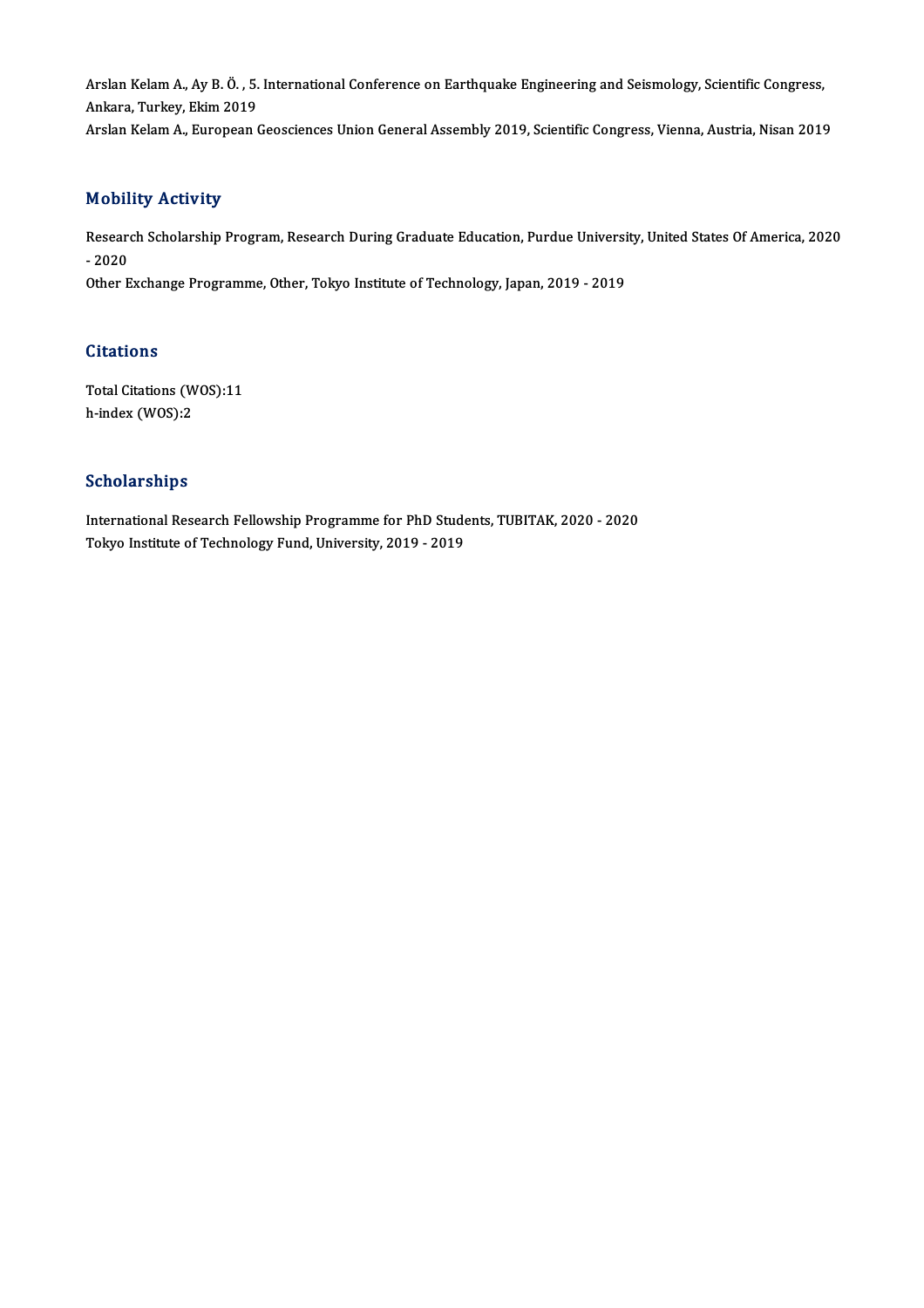Arslan Kelam A., Ay B. Ö. , 5. International Conference on Earthquake Engineering and Seismology, Scientific Congress, Ankara, Turkey, Ekim 2019

Arslan Kelam A., European Geosciences Union General Assembly 2019, Scientific Congress, Vienna, Austria, Nisan 2019

## Mobility Activity

Research Scholarship Program, Research During Graduate Education, Purdue University, United States Of America, 2020 - 2020

Other Exchange Programme, Other, Tokyo Institute of Technology, Japan, 2019 - 2019

## Citations

Total Citations (WOS):11

h-index (WOS):2

## Scholarships

International Research Fellowship Programme for PhD Students, TUBITAK, 2020 - 2020

Tokyo Institute of Technology Fund, University, 2019 - 2019